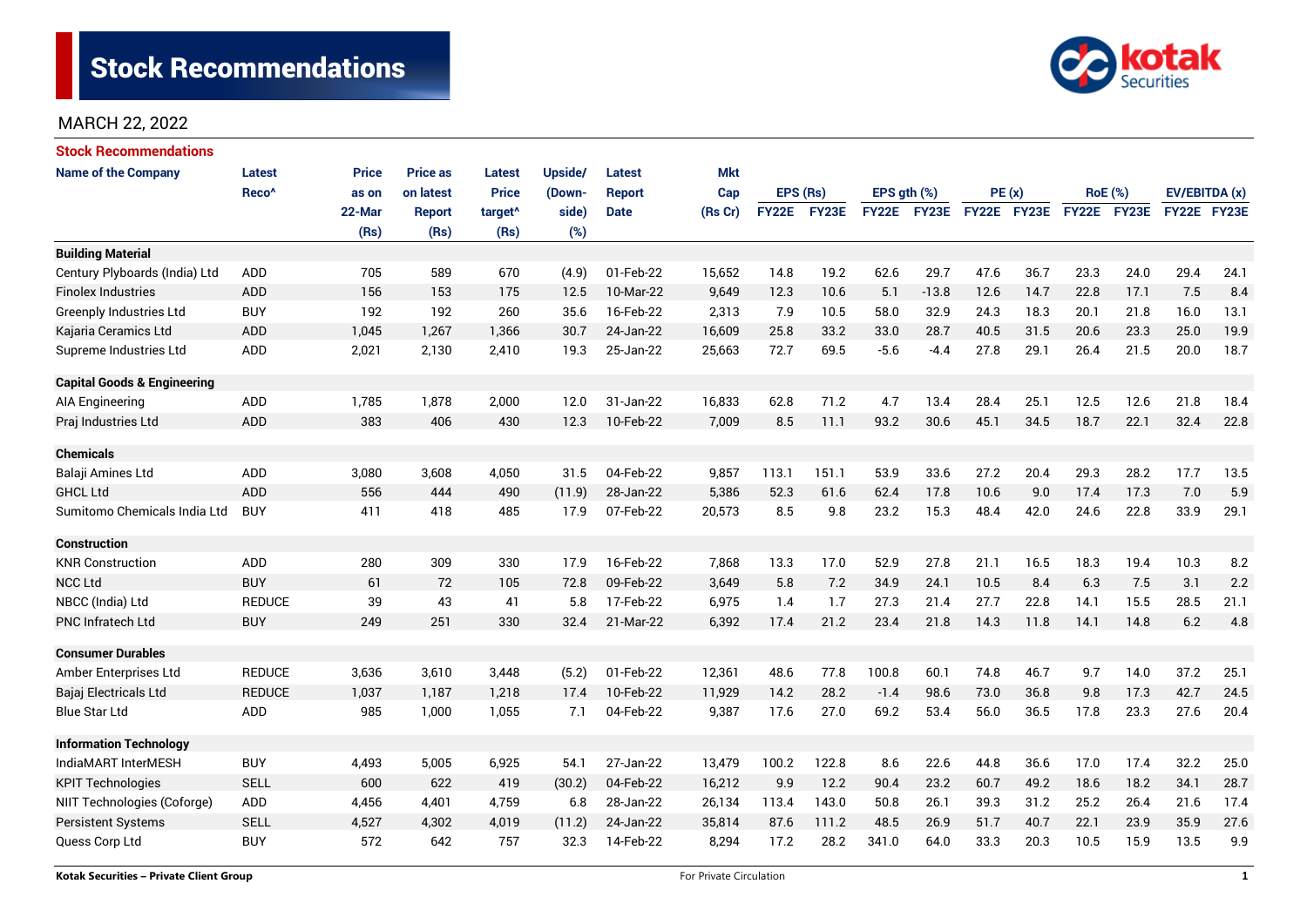# Stock Recommendations

MARCH 22, 2022

## Stock Recommendations

| Name of the Company | Latest Reco^ | Price as on 22-Mar (Rs) | Price as on latest Report (Rs) | Latest Price target^ (Rs) | Upside/ (Down-side) (%) | Latest Report Date | Mkt Cap (Rs Cr) | EPS (Rs) | | EPS gth (%) | | PE (x) | | RoE (%) | | EV/EBITDA (x) | |
|---|---|---|---|---|---|---|---|---|---|---|---|---|---|---|---|---|---|
| | | | | | | | | FY22E | FY23E | FY22E | FY23E | FY22E | FY23E | FY22E | FY23E | FY22E | FY23E |
| **Building Material** | | | | | | | | | | | | | | | | | |
| Century Plyboards (India) Ltd | ADD | 705 | 589 | 670 | (4.9) | 01-Feb-22 | 15,652 | 14.8 | 19.2 | 62.6 | 29.7 | 47.6 | 36.7 | 23.3 | 24.0 | 29.4 | 24.1 |
| Finolex Industries | ADD | 156 | 153 | 175 | 12.5 | 10-Mar-22 | 9,649 | 12.3 | 10.6 | 5.1 | -13.8 | 12.6 | 14.7 | 22.8 | 17.1 | 7.5 | 8.4 |
| Greenply Industries Ltd | BUY | 192 | 192 | 260 | 35.6 | 16-Feb-22 | 2,313 | 7.9 | 10.5 | 58.0 | 32.9 | 24.3 | 18.3 | 20.1 | 21.8 | 16.0 | 13.1 |
| Kajaria Ceramics Ltd | ADD | 1,045 | 1,267 | 1,366 | 30.7 | 24-Jan-22 | 16,609 | 25.8 | 33.2 | 33.0 | 28.7 | 40.5 | 31.5 | 20.6 | 23.3 | 25.0 | 19.9 |
| Supreme Industries Ltd | ADD | 2,021 | 2,130 | 2,410 | 19.3 | 25-Jan-22 | 25,663 | 72.7 | 69.5 | -5.6 | -4.4 | 27.8 | 29.1 | 26.4 | 21.5 | 20.0 | 18.7 |
| **Capital Goods & Engineering** | | | | | | | | | | | | | | | | | |
| AIA Engineering | ADD | 1,785 | 1,878 | 2,000 | 12.0 | 31-Jan-22 | 16,833 | 62.8 | 71.2 | 4.7 | 13.4 | 28.4 | 25.1 | 12.5 | 12.6 | 21.8 | 18.4 |
| Praj Industries Ltd | ADD | 383 | 406 | 430 | 12.3 | 10-Feb-22 | 7,009 | 8.5 | 11.1 | 93.2 | 30.6 | 45.1 | 34.5 | 18.7 | 22.1 | 32.4 | 22.8 |
| **Chemicals** | | | | | | | | | | | | | | | | | |
| Balaji Amines Ltd | ADD | 3,080 | 3,608 | 4,050 | 31.5 | 04-Feb-22 | 9,857 | 113.1 | 151.1 | 53.9 | 33.6 | 27.2 | 20.4 | 29.3 | 28.2 | 17.7 | 13.5 |
| GHCL Ltd | ADD | 556 | 444 | 490 | (11.9) | 28-Jan-22 | 5,386 | 52.3 | 61.6 | 62.4 | 17.8 | 10.6 | 9.0 | 17.4 | 17.3 | 7.0 | 5.9 |
| Sumitomo Chemicals India Ltd | BUY | 411 | 418 | 485 | 17.9 | 07-Feb-22 | 20,573 | 8.5 | 9.8 | 23.2 | 15.3 | 48.4 | 42.0 | 24.6 | 22.8 | 33.9 | 29.1 |
| **Construction** | | | | | | | | | | | | | | | | | |
| KNR Construction | ADD | 280 | 309 | 330 | 17.9 | 16-Feb-22 | 7,868 | 13.3 | 17.0 | 52.9 | 27.8 | 21.1 | 16.5 | 18.3 | 19.4 | 10.3 | 8.2 |
| NCC Ltd | BUY | 61 | 72 | 105 | 72.8 | 09-Feb-22 | 3,649 | 5.8 | 7.2 | 34.9 | 24.1 | 10.5 | 8.4 | 6.3 | 7.5 | 3.1 | 2.2 |
| NBCC (India) Ltd | REDUCE | 39 | 43 | 41 | 5.8 | 17-Feb-22 | 6,975 | 1.4 | 1.7 | 27.3 | 21.4 | 27.7 | 22.8 | 14.1 | 15.5 | 28.5 | 21.1 |
| PNC Infratech Ltd | BUY | 249 | 251 | 330 | 32.4 | 21-Mar-22 | 6,392 | 17.4 | 21.2 | 23.4 | 21.8 | 14.3 | 11.8 | 14.1 | 14.8 | 6.2 | 4.8 |
| **Consumer Durables** | | | | | | | | | | | | | | | | | |
| Amber Enterprises Ltd | REDUCE | 3,636 | 3,610 | 3,448 | (5.2) | 01-Feb-22 | 12,361 | 48.6 | 77.8 | 100.8 | 60.1 | 74.8 | 46.7 | 9.7 | 14.0 | 37.2 | 25.1 |
| Bajaj Electricals Ltd | REDUCE | 1,037 | 1,187 | 1,218 | 17.4 | 10-Feb-22 | 11,929 | 14.2 | 28.2 | -1.4 | 98.6 | 73.0 | 36.8 | 9.8 | 17.3 | 42.7 | 24.5 |
| Blue Star Ltd | ADD | 985 | 1,000 | 1,055 | 7.1 | 04-Feb-22 | 9,387 | 17.6 | 27.0 | 69.2 | 53.4 | 56.0 | 36.5 | 17.8 | 23.3 | 27.6 | 20.4 |
| **Information Technology** | | | | | | | | | | | | | | | | | |
| IndiaMART InterMESH | BUY | 4,493 | 5,005 | 6,925 | 54.1 | 27-Jan-22 | 13,479 | 100.2 | 122.8 | 8.6 | 22.6 | 44.8 | 36.6 | 17.0 | 17.4 | 32.2 | 25.0 |
| KPIT Technologies | SELL | 600 | 622 | 419 | (30.2) | 04-Feb-22 | 16,212 | 9.9 | 12.2 | 90.4 | 23.2 | 60.7 | 49.2 | 18.6 | 18.2 | 34.1 | 28.7 |
| NIIT Technologies (Coforge) | ADD | 4,456 | 4,401 | 4,759 | 6.8 | 28-Jan-22 | 26,134 | 113.4 | 143.0 | 50.8 | 26.1 | 39.3 | 31.2 | 25.2 | 26.4 | 21.6 | 17.4 |
| Persistent Systems | SELL | 4,527 | 4,302 | 4,019 | (11.2) | 24-Jan-22 | 35,814 | 87.6 | 111.2 | 48.5 | 26.9 | 51.7 | 40.7 | 22.1 | 23.9 | 35.9 | 27.6 |
| Quess Corp Ltd | BUY | 572 | 642 | 757 | 32.3 | 14-Feb-22 | 8,294 | 17.2 | 28.2 | 341.0 | 64.0 | 33.3 | 20.3 | 10.5 | 15.9 | 13.5 | 9.9 |

Kotak Securities – Private Client Group

For Private Circulation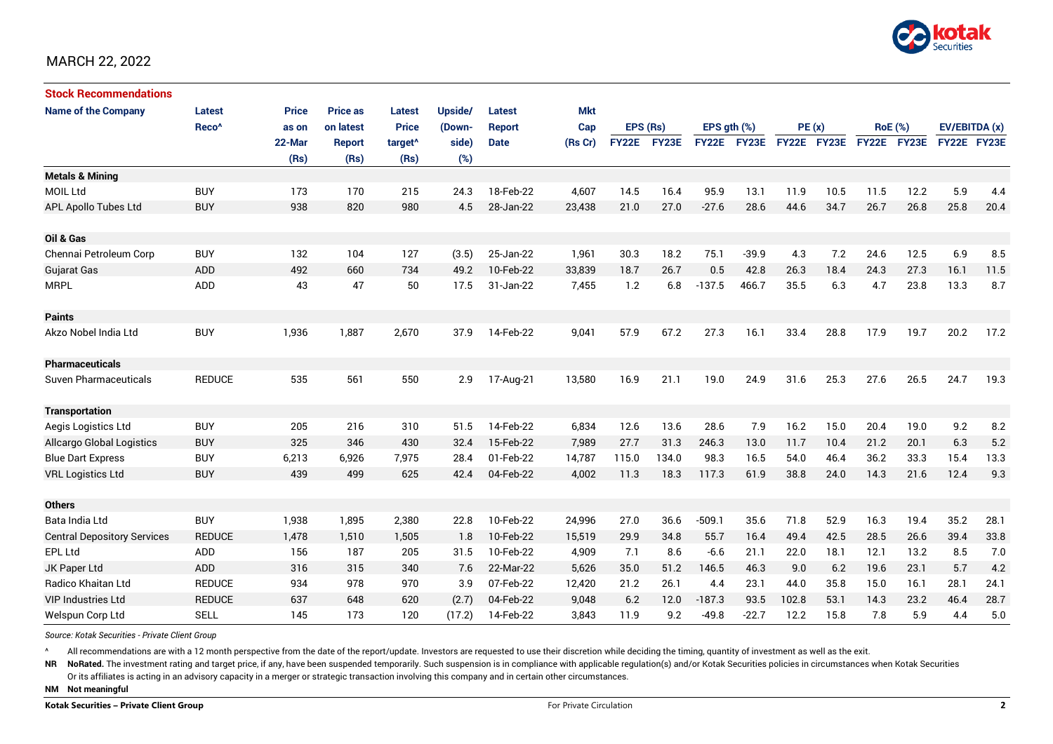MARCH 22, 2022

## Stock Recommendations

| Name of the Company | Latest Reco^ | Price as on 22-Mar (Rs) | Price as on latest Report (Rs) | Latest Price target^ (Rs) | Upside/ (Down-side) (%) | Latest Report Date | Mkt Cap (Rs Cr) | EPS (Rs) FY22E | EPS (Rs) FY23E | EPS gth (%) FY22E | EPS gth (%) FY23E | PE (x) FY22E | PE (x) FY23E | RoE (%) FY22E | RoE (%) FY23E | EV/EBITDA (x) FY22E | EV/EBITDA (x) FY23E |
|---|---|---|---|---|---|---|---|---|---|---|---|---|---|---|---|---|---|
| **Metals & Mining** | | | | | | | | | | | | | | | | | |
| MOIL Ltd | BUY | 173 | 170 | 215 | 24.3 | 18-Feb-22 | 4,607 | 14.5 | 16.4 | 95.9 | 13.1 | 11.9 | 10.5 | 11.5 | 12.2 | 5.9 | 4.4 |
| APL Apollo Tubes Ltd | BUY | 938 | 820 | 980 | 4.5 | 28-Jan-22 | 23,438 | 21.0 | 27.0 | -27.6 | 28.6 | 44.6 | 34.7 | 26.7 | 26.8 | 25.8 | 20.4 |
| **Oil & Gas** | | | | | | | | | | | | | | | | | |
| Chennai Petroleum Corp | BUY | 132 | 104 | 127 | (3.5) | 25-Jan-22 | 1,961 | 30.3 | 18.2 | 75.1 | -39.9 | 4.3 | 7.2 | 24.6 | 12.5 | 6.9 | 8.5 |
| Gujarat Gas | ADD | 492 | 660 | 734 | 49.2 | 10-Feb-22 | 33,839 | 18.7 | 26.7 | 0.5 | 42.8 | 26.3 | 18.4 | 24.3 | 27.3 | 16.1 | 11.5 |
| MRPL | ADD | 43 | 47 | 50 | 17.5 | 31-Jan-22 | 7,455 | 1.2 | 6.8 | -137.5 | 466.7 | 35.5 | 6.3 | 4.7 | 23.8 | 13.3 | 8.7 |
| **Paints** | | | | | | | | | | | | | | | | | |
| Akzo Nobel India Ltd | BUY | 1,936 | 1,887 | 2,670 | 37.9 | 14-Feb-22 | 9,041 | 57.9 | 67.2 | 27.3 | 16.1 | 33.4 | 28.8 | 17.9 | 19.7 | 20.2 | 17.2 |
| **Pharmaceuticals** | | | | | | | | | | | | | | | | | |
| Suven Pharmaceuticals | REDUCE | 535 | 561 | 550 | 2.9 | 17-Aug-21 | 13,580 | 16.9 | 21.1 | 19.0 | 24.9 | 31.6 | 25.3 | 27.6 | 26.5 | 24.7 | 19.3 |
| **Transportation** | | | | | | | | | | | | | | | | | |
| Aegis Logistics Ltd | BUY | 205 | 216 | 310 | 51.5 | 14-Feb-22 | 6,834 | 12.6 | 13.6 | 28.6 | 7.9 | 16.2 | 15.0 | 20.4 | 19.0 | 9.2 | 8.2 |
| Allcargo Global Logistics | BUY | 325 | 346 | 430 | 32.4 | 15-Feb-22 | 7,989 | 27.7 | 31.3 | 246.3 | 13.0 | 11.7 | 10.4 | 21.2 | 20.1 | 6.3 | 5.2 |
| Blue Dart Express | BUY | 6,213 | 6,926 | 7,975 | 28.4 | 01-Feb-22 | 14,787 | 115.0 | 134.0 | 98.3 | 16.5 | 54.0 | 46.4 | 36.2 | 33.3 | 15.4 | 13.3 |
| VRL Logistics Ltd | BUY | 439 | 499 | 625 | 42.4 | 04-Feb-22 | 4,002 | 11.3 | 18.3 | 117.3 | 61.9 | 38.8 | 24.0 | 14.3 | 21.6 | 12.4 | 9.3 |
| **Others** | | | | | | | | | | | | | | | | | |
| Bata India Ltd | BUY | 1,938 | 1,895 | 2,380 | 22.8 | 10-Feb-22 | 24,996 | 27.0 | 36.6 | -509.1 | 35.6 | 71.8 | 52.9 | 16.3 | 19.4 | 35.2 | 28.1 |
| Central Depository Services | REDUCE | 1,478 | 1,510 | 1,505 | 1.8 | 10-Feb-22 | 15,519 | 29.9 | 34.8 | 55.7 | 16.4 | 49.4 | 42.5 | 28.5 | 26.6 | 39.4 | 33.8 |
| EPL Ltd | ADD | 156 | 187 | 205 | 31.5 | 10-Feb-22 | 4,909 | 7.1 | 8.6 | -6.6 | 21.1 | 22.0 | 18.1 | 12.1 | 13.2 | 8.5 | 7.0 |
| JK Paper Ltd | ADD | 316 | 315 | 340 | 7.6 | 22-Mar-22 | 5,626 | 35.0 | 51.2 | 146.5 | 46.3 | 9.0 | 6.2 | 19.6 | 23.1 | 5.7 | 4.2 |
| Radico Khaitan Ltd | REDUCE | 934 | 978 | 970 | 3.9 | 07-Feb-22 | 12,420 | 21.2 | 26.1 | 4.4 | 23.1 | 44.0 | 35.8 | 15.0 | 16.1 | 28.1 | 24.1 |
| VIP Industries Ltd | REDUCE | 637 | 648 | 620 | (2.7) | 04-Feb-22 | 9,048 | 6.2 | 12.0 | -187.3 | 93.5 | 102.8 | 53.1 | 14.3 | 23.2 | 46.4 | 28.7 |
| Welspun Corp Ltd | SELL | 145 | 173 | 120 | (17.2) | 14-Feb-22 | 3,843 | 11.9 | 9.2 | -49.8 | -22.7 | 12.2 | 15.8 | 7.8 | 5.9 | 4.4 | 5.0 |

*Source: Kotak Securities - Private Client Group*

^ All recommendations are with a 12 month perspective from the date of the report/update. Investors are requested to use their discretion while deciding the timing, quantity of investment as well as the exit.

**NR NoRated.** The investment rating and target price, if any, have been suspended temporarily. Such suspension is in compliance with applicable regulation(s) and/or Kotak Securities policies in circumstances when Kotak Securities Or its affiliates is acting in an advisory capacity in a merger or strategic transaction involving this company and in certain other circumstances.

**NM Not meaningful**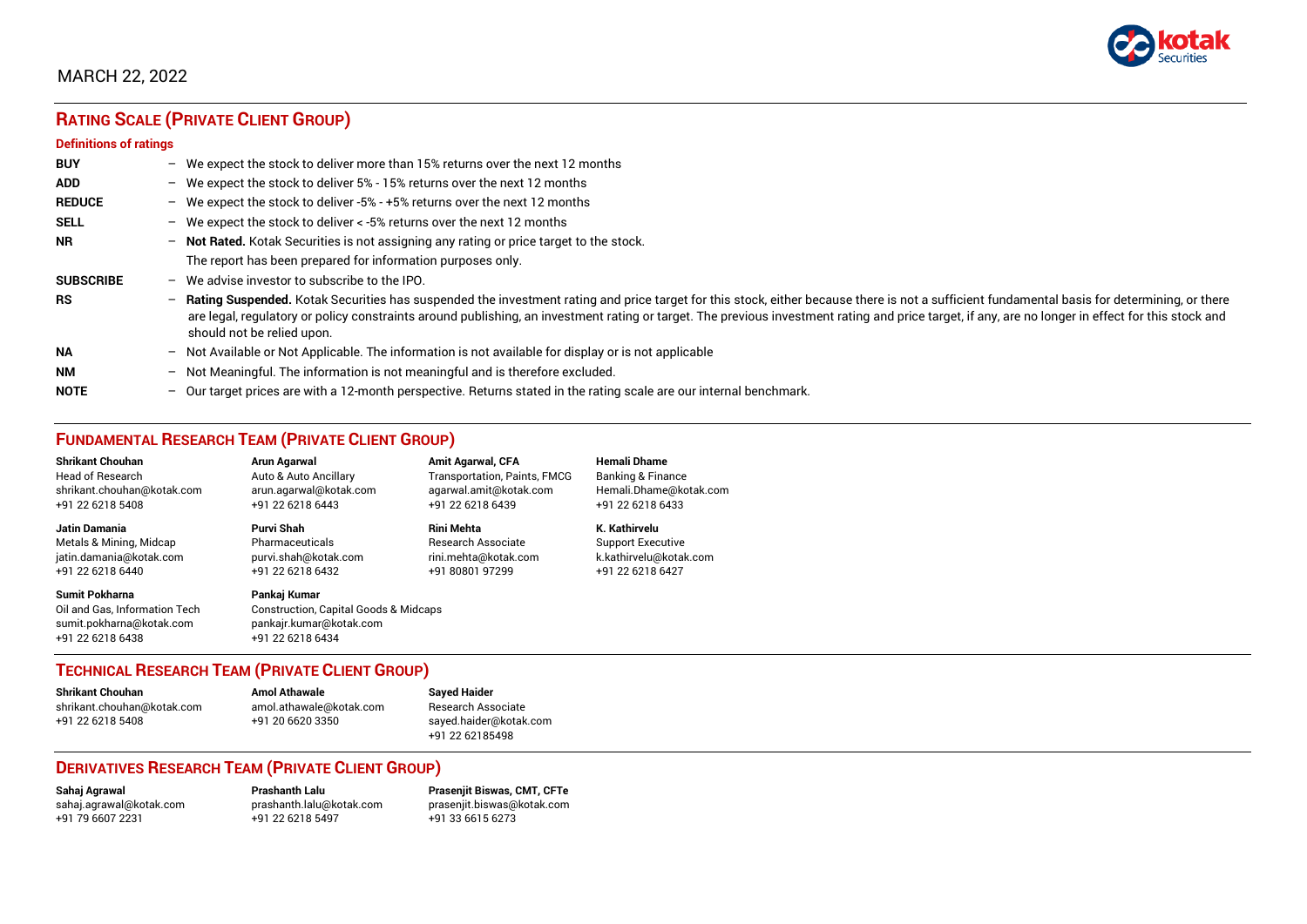MARCH 22, 2022

## RATING SCALE (PRIVATE CLIENT GROUP)

**Definitions of ratings**

| | | |
|---|---|---|
| **BUY** | – | We expect the stock to deliver more than 15% returns over the next 12 months |
| **ADD** | – | We expect the stock to deliver 5% - 15% returns over the next 12 months |
| **REDUCE** | – | We expect the stock to deliver -5% - +5% returns over the next 12 months |
| **SELL** | – | We expect the stock to deliver < -5% returns over the next 12 months |
| **NR** | – | **Not Rated.** Kotak Securities is not assigning any rating or price target to the stock. The report has been prepared for information purposes only. |
| **SUBSCRIBE** | – | We advise investor to subscribe to the IPO. |
| **RS** | – | **Rating Suspended.** Kotak Securities has suspended the investment rating and price target for this stock, either because there is not a sufficient fundamental basis for determining, or there are legal, regulatory or policy constraints around publishing, an investment rating or target. The previous investment rating and price target, if any, are no longer in effect for this stock and should not be relied upon. |
| **NA** | – | Not Available or Not Applicable. The information is not available for display or is not applicable |
| **NM** | – | Not Meaningful. The information is not meaningful and is therefore excluded. |
| **NOTE** | – | Our target prices are with a 12-month perspective. Returns stated in the rating scale are our internal benchmark. |

## FUNDAMENTAL RESEARCH TEAM (PRIVATE CLIENT GROUP)

**Shrikant Chouhan**
Head of Research
shrikant.chouhan@kotak.com
+91 22 6218 5408

**Arun Agarwal**
Auto & Auto Ancillary
arun.agarwal@kotak.com
+91 22 6218 6443

**Amit Agarwal, CFA**
Transportation, Paints, FMCG
agarwal.amit@kotak.com
+91 22 6218 6439

**Hemali Dhame**
Banking & Finance
Hemali.Dhame@kotak.com
+91 22 6218 6433

**Jatin Damania**
Metals & Mining, Midcap
jatin.damania@kotak.com
+91 22 6218 6440

**Purvi Shah**
Pharmaceuticals
purvi.shah@kotak.com
+91 22 6218 6432

**Rini Mehta**
Research Associate
rini.mehta@kotak.com
+91 80801 97299

**K. Kathirvelu**
Support Executive
k.kathirvelu@kotak.com
+91 22 6218 6427

**Sumit Pokharna**
Oil and Gas, Information Tech
sumit.pokharna@kotak.com
+91 22 6218 6438

**Pankaj Kumar**
Construction, Capital Goods & Midcaps
pankajr.kumar@kotak.com
+91 22 6218 6434

## TECHNICAL RESEARCH TEAM (PRIVATE CLIENT GROUP)

**Shrikant Chouhan**
shrikant.chouhan@kotak.com
+91 22 6218 5408

**Amol Athawale**
amol.athawale@kotak.com
+91 20 6620 3350

**Sayed Haider**
Research Associate
sayed.haider@kotak.com
+91 22 62185498

## DERIVATIVES RESEARCH TEAM (PRIVATE CLIENT GROUP)

**Sahaj Agrawal**
sahaj.agrawal@kotak.com
+91 79 6607 2231

**Prashanth Lalu**
prashanth.lalu@kotak.com
+91 22 6218 5497

**Prasenjit Biswas, CMT, CFTe**
prasenjit.biswas@kotak.com
+91 33 6615 6273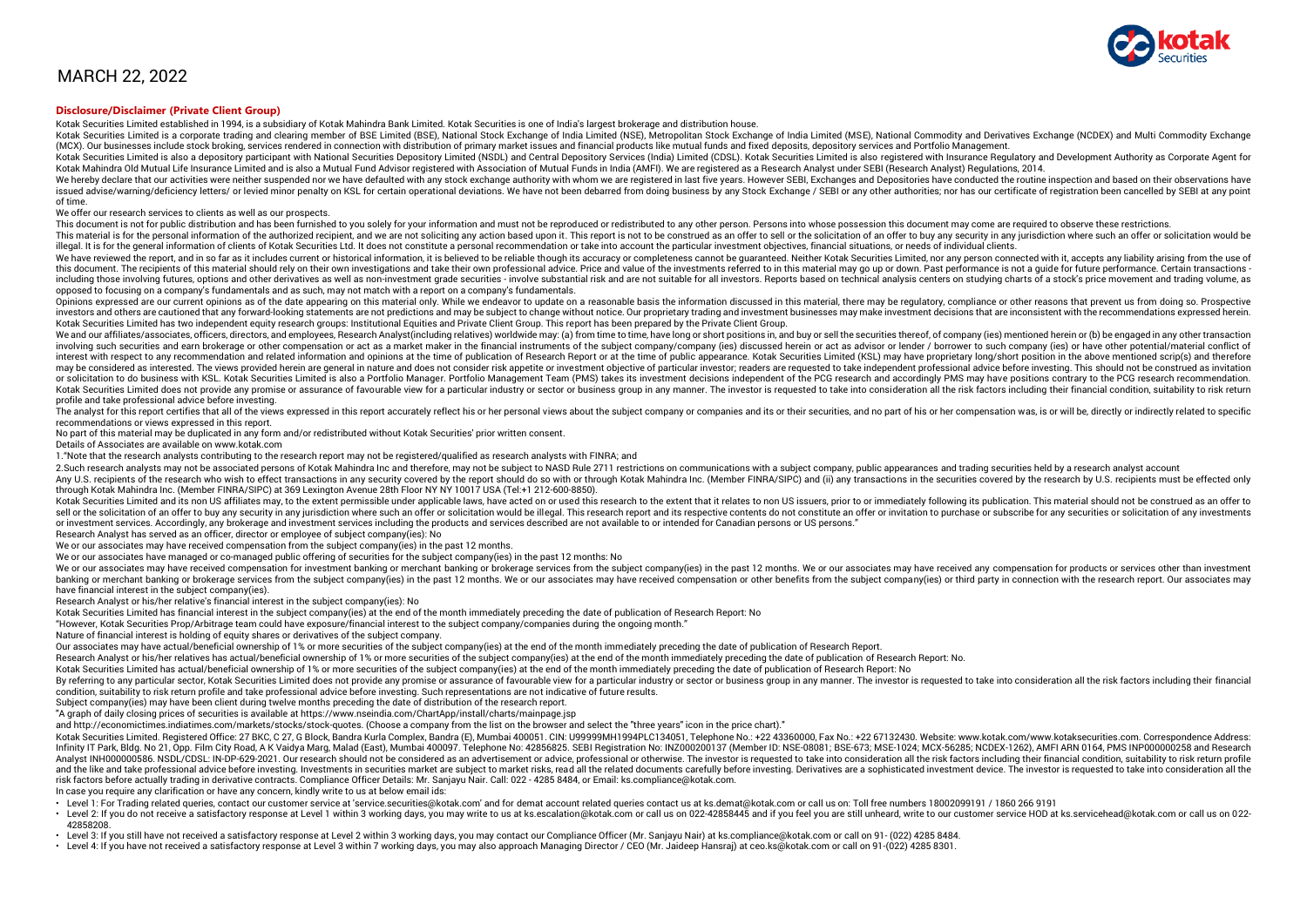MARCH 22, 2022

**Disclosure/Disclaimer (Private Client Group)**

Kotak Securities Limited established in 1994, is a subsidiary of Kotak Mahindra Bank Limited. Kotak Securities is one of India's largest brokerage and distribution house.

Kotak Securities Limited is a corporate trading and clearing member of BSE Limited (BSE), National Stock Exchange of India Limited (NSE), Metropolitan Stock Exchange of India Limited (MSE), National Commodity and Derivatives Exchange (NCDEX) and Multi Commodity Exchange (MCX). Our businesses include stock broking, services rendered in connection with distribution of primary market issues and financial products like mutual funds and fixed deposits, depository services and Portfolio Management.

Kotak Securities Limited is also a depository participant with National Securities Depository Limited (NSDL) and Central Depository Services (India) Limited (CDSL). Kotak Securities Limited is also registered with Insurance Regulatory and Development Authority as Corporate Agent for Kotak Mahindra Old Mutual Life Insurance Limited and is also a Mutual Fund Advisor registered with Association of Mutual Funds in India (AMFI). We are registered as a Research Analyst under SEBI (Research Analyst) Regulations, 2014.

We hereby declare that our activities were neither suspended nor we have defaulted with any stock exchange authority with whom we are registered in last five years. However SEBI, Exchanges and Depositories have conducted the routine inspection and based on their observations have issued advise/warning/deficiency letters/ or levied minor penalty on KSL for certain operational deviations. We have not been debarred from doing business by any Stock Exchange / SEBI or any other authorities; nor has our certificate of registration been cancelled by SEBI at any point of time.

We offer our research services to clients as well as our prospects.

This document is not for public distribution and has been furnished to you solely for your information and must not be reproduced or redistributed to any other person. Persons into whose possession this document may come are required to observe these restrictions.

This material is for the personal information of the authorized recipient, and we are not soliciting any action based upon it. This report is not to be construed as an offer to sell or the solicitation of an offer to buy any security in any jurisdiction where such an offer or solicitation would be illegal. It is for the general information of clients of Kotak Securities Ltd. It does not constitute a personal recommendation or take into account the particular investment objectives, financial situations, or needs of individual clients.

We have reviewed the report, and in so far as it includes current or historical information, it is believed to be reliable though its accuracy or completeness cannot be guaranteed. Neither Kotak Securities Limited, nor any person connected with it, accepts any liability arising from the use of this document. The recipients of this material should rely on their own investigations and take their own professional advice. Price and value of the investments referred to in this material may go up or down. Past performance is not a guide for future performance. Certain transactions - including those involving futures, options and other derivatives as well as non-investment grade securities - involve substantial risk and are not suitable for all investors. Reports based on technical analysis centers on studying charts of a stock's price movement and trading volume, as opposed to focusing on a company's fundamentals and as such, may not match with a report on a company's fundamentals.

Opinions expressed are our current opinions as of the date appearing on this material only. While we endeavor to update on a reasonable basis the information discussed in this material, there may be regulatory, compliance or other reasons that prevent us from doing so. Prospective investors and others are cautioned that any forward-looking statements are not predictions and may be subject to change without notice. Our proprietary trading and investment businesses may make investment decisions that are inconsistent with the recommendations expressed herein. Kotak Securities Limited has two independent equity research groups: Institutional Equities and Private Client Group. This report has been prepared by the Private Client Group.

We and our affiliates/associates, officers, directors, and employees, Research Analyst(including relatives) worldwide may: (a) from time to time, have long or short positions in, and buy or sell the securities thereof, of company (ies) mentioned herein or (b) be engaged in any other transaction involving such securities and earn brokerage or other compensation or act as a market maker in the financial instruments of the subject company/company (ies) discussed herein or act as advisor or lender / borrower to such company (ies) or have other potential/material conflict of interest with respect to any recommendation and related information and opinions at the time of publication of Research Report or at the time of public appearance. Kotak Securities Limited (KSL) may have proprietary long/short position in the above mentioned scrip(s) and therefore may be considered as interested. The views provided herein are general in nature and does not consider risk appetite or investment objective of particular investor; readers are requested to take independent professional advice before investing. This should not be construed as invitation or solicitation to do business with KSL. Kotak Securities Limited is also a Portfolio Manager. Portfolio Management Team (PMS) takes its investment decisions independent of the PCG research and accordingly PMS may have positions contrary to the PCG research recommendation. Kotak Securities Limited does not provide any promise or assurance of favourable view for a particular industry or sector or business group in any manner. The investor is requested to take into consideration all the risk factors including their financial condition, suitability to risk return profile and take professional advice before investing.

The analyst for this report certifies that all of the views expressed in this report accurately reflect his or her personal views about the subject company or companies and its or their securities, and no part of his or her compensation was, is or will be, directly or indirectly related to specific recommendations or views expressed in this report.

No part of this material may be duplicated in any form and/or redistributed without Kotak Securities' prior written consent.

Details of Associates are available on www.kotak.com

1."Note that the research analysts contributing to the research report may not be registered/qualified as research analysts with FINRA; and

2.Such research analysts may not be associated persons of Kotak Mahindra Inc and therefore, may not be subject to NASD Rule 2711 restrictions on communications with a subject company, public appearances and trading securities held by a research analyst account

Any U.S. recipients of the research who wish to effect transactions in any security covered by the report should do so with or through Kotak Mahindra Inc. (Member FINRA/SIPC) and (ii) any transactions in the securities covered by the research by U.S. recipients must be effected only through Kotak Mahindra Inc. (Member FINRA/SIPC) at 369 Lexington Avenue 28th Floor NY NY 10017 USA (Tel:+1 212-600-8850).

Kotak Securities Limited and its non US affiliates may, to the extent permissible under applicable laws, have acted on or used this research to the extent that it relates to non US issuers, prior to or immediately following its publication. This material should not be construed as an offer to sell or the solicitation of an offer to buy any security in any jurisdiction where such an offer or solicitation would be illegal. This research report and its respective contents do not constitute an offer or invitation to purchase or subscribe for any securities or solicitation of any investments or investment services. Accordingly, any brokerage and investment services including the products and services described are not available to or intended for Canadian persons or US persons."

Research Analyst has served as an officer, director or employee of subject company(ies): No

We or our associates may have received compensation from the subject company(ies) in the past 12 months.

We or our associates have managed or co-managed public offering of securities for the subject company(ies) in the past 12 months: No

We or our associates may have received compensation for investment banking or merchant banking or brokerage services from the subject company(ies) in the past 12 months. We or our associates may have received any compensation for products or services other than investment banking or merchant banking or brokerage services from the subject company(ies) in the past 12 months. We or our associates may have received compensation or other benefits from the subject company(ies) or third party in connection with the research report. Our associates may have financial interest in the subject company(ies).

Research Analyst or his/her relative's financial interest in the subject company(ies): No

Kotak Securities Limited has financial interest in the subject company(ies) at the end of the month immediately preceding the date of publication of Research Report: No

"However, Kotak Securities Prop/Arbitrage team could have exposure/financial interest to the subject company/companies during the ongoing month."

Nature of financial interest is holding of equity shares or derivatives of the subject company.

Our associates may have actual/beneficial ownership of 1% or more securities of the subject company(ies) at the end of the month immediately preceding the date of publication of Research Report.

Research Analyst or his/her relatives has actual/beneficial ownership of 1% or more securities of the subject company(ies) at the end of the month immediately preceding the date of publication of Research Report: No.

Kotak Securities Limited has actual/beneficial ownership of 1% or more securities of the subject company(ies) at the end of the month immediately preceding the date of publication of Research Report: No

By referring to any particular sector, Kotak Securities Limited does not provide any promise or assurance of favourable view for a particular industry or sector or business group in any manner. The investor is requested to take into consideration all the risk factors including their financial condition, suitability to risk return profile and take professional advice before investing. Such representations are not indicative of future results.

Subject company(ies) may have been client during twelve months preceding the date of distribution of the research report.

"A graph of daily closing prices of securities is available at https://www.nseindia.com/ChartApp/install/charts/mainpage.jsp

and http://economictimes.indiatimes.com/markets/stocks/stock-quotes. (Choose a company from the list on the browser and select the "three years" icon in the price chart)."

Kotak Securities Limited. Registered Office: 27 BKC, C 27, G Block, Bandra Kurla Complex, Bandra (E), Mumbai 400051. CIN: U99999MH1994PLC134051, Telephone No.: +22 43360000, Fax No.: +22 67132430. Website: www.kotak.com/www.kotaksecurities.com. Correspondence Address: Infinity IT Park, Bldg. No 21, Opp. Film City Road, A K Vaidya Marg, Malad (East), Mumbai 400097. Telephone No: 42856825. SEBI Registration No: INZ000200137 (Member ID: NSE-08081; BSE-673; MSE-1024; MCX-56285; NCDEX-1262), AMFI ARN 0164, PMS INP000000258 and Research Analyst INH000000586. NSDL/CDSL: IN-DP-629-2021. Our research should not be considered as an advertisement or advice, professional or otherwise. The investor is requested to take into consideration all the risk factors including their financial condition, suitability to risk return profile and the like and take professional advice before investing. Investments in securities market are subject to market risks, read all the related documents carefully before investing. Derivatives are a sophisticated investment device. The investor is requested to take into consideration all the risk factors before actually trading in derivative contracts. Compliance Officer Details: Mr. Sanjayu Nair. Call: 022 - 4285 8484, or Email: ks.compliance@kotak.com.

In case you require any clarification or have any concern, kindly write to us at below email ids:

- Level 1: For Trading related queries, contact our customer service at 'service.securities@kotak.com' and for demat account related queries contact us at ks.demat@kotak.com or call us on: Toll free numbers 18002099191 / 1860 266 9191
- Level 2: If you do not receive a satisfactory response at Level 1 within 3 working days, you may write to us at ks.escalation@kotak.com or call us on 022-42858445 and if you feel you are still unheard, write to our customer service HOD at ks.servicehead@kotak.com or call us on 022-42858208.
- Level 3: If you still have not received a satisfactory response at Level 2 within 3 working days, you may contact our Compliance Officer (Mr. Sanjayu Nair) at ks.compliance@kotak.com or call on 91- (022) 4285 8484.
- Level 4: If you have not received a satisfactory response at Level 3 within 7 working days, you may also approach Managing Director / CEO (Mr. Jaideep Hansraj) at ceo.ks@kotak.com or call on 91-(022) 4285 8301.